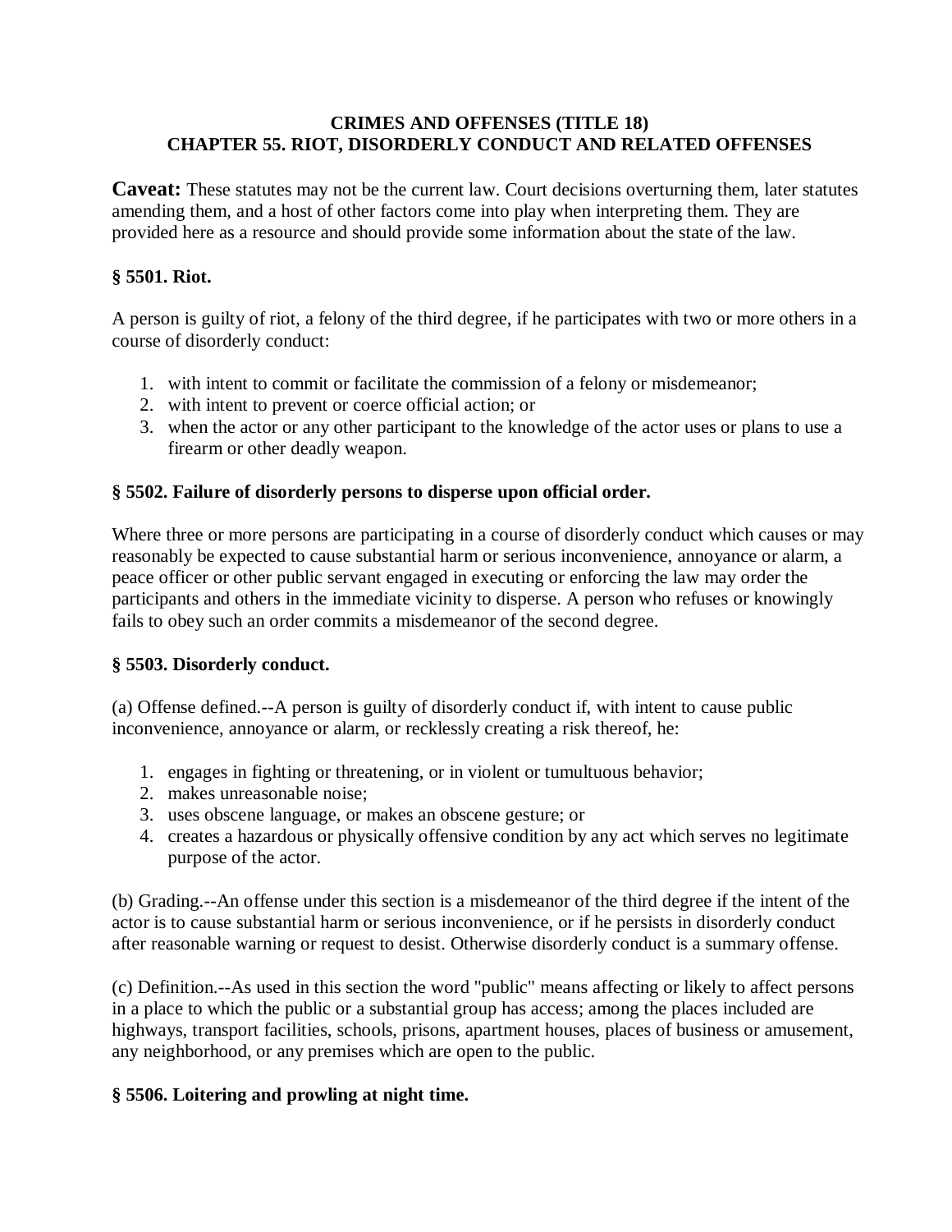# CRIMES AND OFFENSES (TITLE 18)
# CHAPTER 55. RIOT, DISORDERLY CONDUCT AND RELATED OFFENSES

**Caveat:** These statutes may not be the current law. Court decisions overturning them, later statutes amending them, and a host of other factors come into play when interpreting them. They are provided here as a resource and should provide some information about the state of the law.

### § 5501. Riot.

A person is guilty of riot, a felony of the third degree, if he participates with two or more others in a course of disorderly conduct:

1. with intent to commit or facilitate the commission of a felony or misdemeanor;
2. with intent to prevent or coerce official action; or
3. when the actor or any other participant to the knowledge of the actor uses or plans to use a firearm or other deadly weapon.

### § 5502. Failure of disorderly persons to disperse upon official order.

Where three or more persons are participating in a course of disorderly conduct which causes or may reasonably be expected to cause substantial harm or serious inconvenience, annoyance or alarm, a peace officer or other public servant engaged in executing or enforcing the law may order the participants and others in the immediate vicinity to disperse. A person who refuses or knowingly fails to obey such an order commits a misdemeanor of the second degree.

### § 5503. Disorderly conduct.

(a) Offense defined.--A person is guilty of disorderly conduct if, with intent to cause public inconvenience, annoyance or alarm, or recklessly creating a risk thereof, he:

1. engages in fighting or threatening, or in violent or tumultuous behavior;
2. makes unreasonable noise;
3. uses obscene language, or makes an obscene gesture; or
4. creates a hazardous or physically offensive condition by any act which serves no legitimate purpose of the actor.

(b) Grading.--An offense under this section is a misdemeanor of the third degree if the intent of the actor is to cause substantial harm or serious inconvenience, or if he persists in disorderly conduct after reasonable warning or request to desist. Otherwise disorderly conduct is a summary offense.

(c) Definition.--As used in this section the word "public" means affecting or likely to affect persons in a place to which the public or a substantial group has access; among the places included are highways, transport facilities, schools, prisons, apartment houses, places of business or amusement, any neighborhood, or any premises which are open to the public.

### § 5506. Loitering and prowling at night time.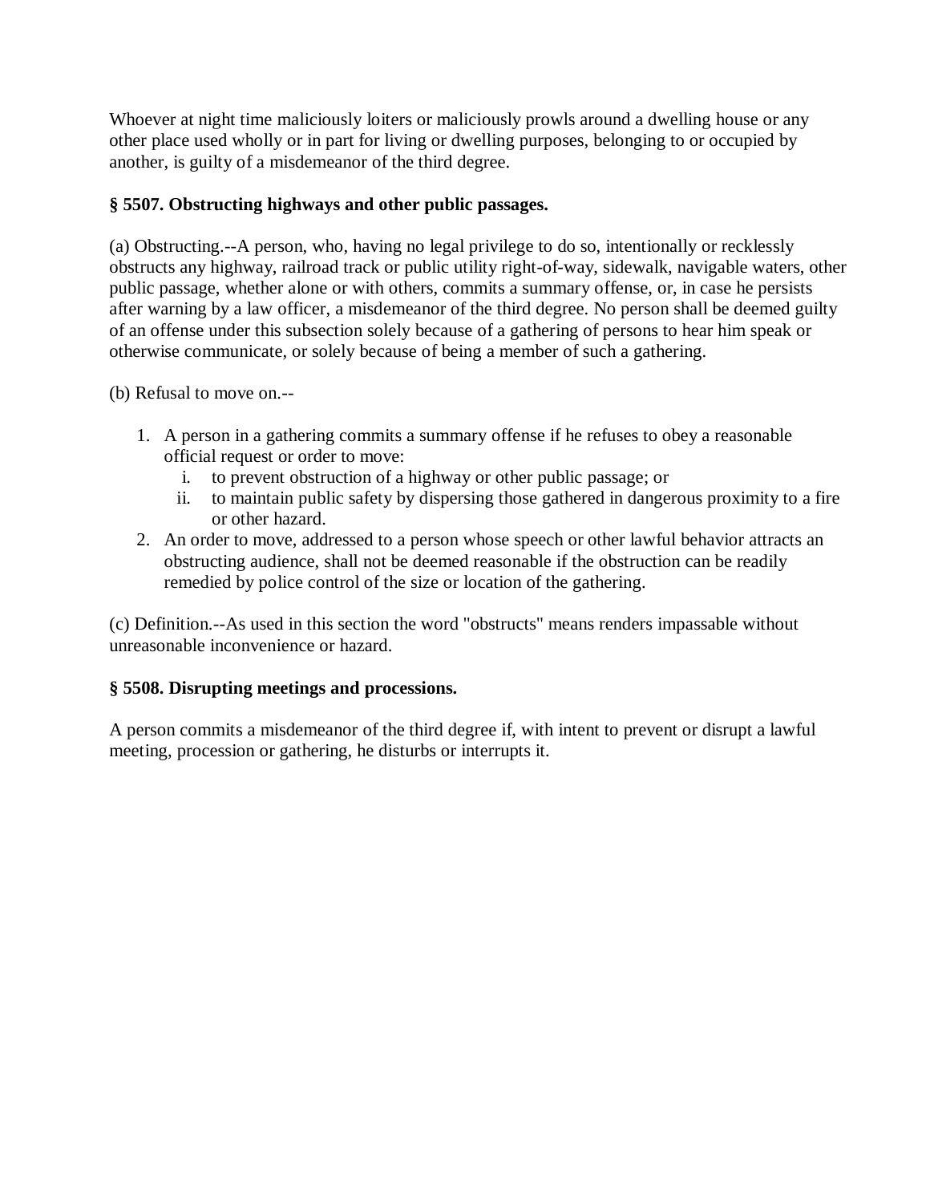Whoever at night time maliciously loiters or maliciously prowls around a dwelling house or any other place used wholly or in part for living or dwelling purposes, belonging to or occupied by another, is guilty of a misdemeanor of the third degree.

**§ 5507. Obstructing highways and other public passages.**

(a) Obstructing.--A person, who, having no legal privilege to do so, intentionally or recklessly obstructs any highway, railroad track or public utility right-of-way, sidewalk, navigable waters, other public passage, whether alone or with others, commits a summary offense, or, in case he persists after warning by a law officer, a misdemeanor of the third degree. No person shall be deemed guilty of an offense under this subsection solely because of a gathering of persons to hear him speak or otherwise communicate, or solely because of being a member of such a gathering.

(b) Refusal to move on.--

1. A person in a gathering commits a summary offense if he refuses to obey a reasonable official request or order to move:
    i. to prevent obstruction of a highway or other public passage; or
    ii. to maintain public safety by dispersing those gathered in dangerous proximity to a fire or other hazard.
2. An order to move, addressed to a person whose speech or other lawful behavior attracts an obstructing audience, shall not be deemed reasonable if the obstruction can be readily remedied by police control of the size or location of the gathering.

(c) Definition.--As used in this section the word "obstructs" means renders impassable without unreasonable inconvenience or hazard.

**§ 5508. Disrupting meetings and processions.**

A person commits a misdemeanor of the third degree if, with intent to prevent or disrupt a lawful meeting, procession or gathering, he disturbs or interrupts it.